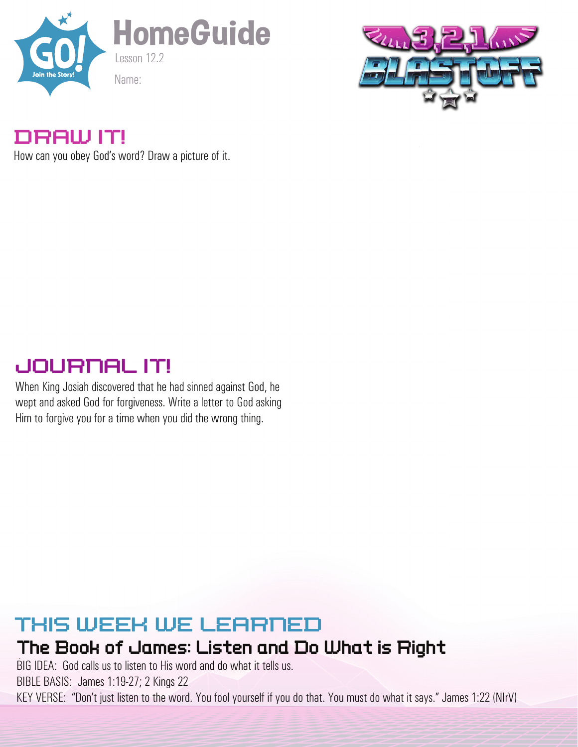# HomeGuide

Lesson 12.2

Name:

3,2,1 BLASTOFF

## DRAW IT!

How can you obey God's word? Draw a picture of it.

## JOURNAL IT!

When King Josiah discovered that he had sinned against God, he wept and asked God for forgiveness. Write a letter to God asking Him to forgive you for a time when you did the wrong thing.

## THIS WEEK WE LEARNED

### The Book of James: Listen and Do What is Right

BIG IDEA: God calls us to listen to His word and do what it tells us.

BIBLE BASIS: James 1:19-27; 2 Kings 22

KEY VERSE: "Don't just listen to the word. You fool yourself if you do that. You must do what it says." James 1:22 (NIrV)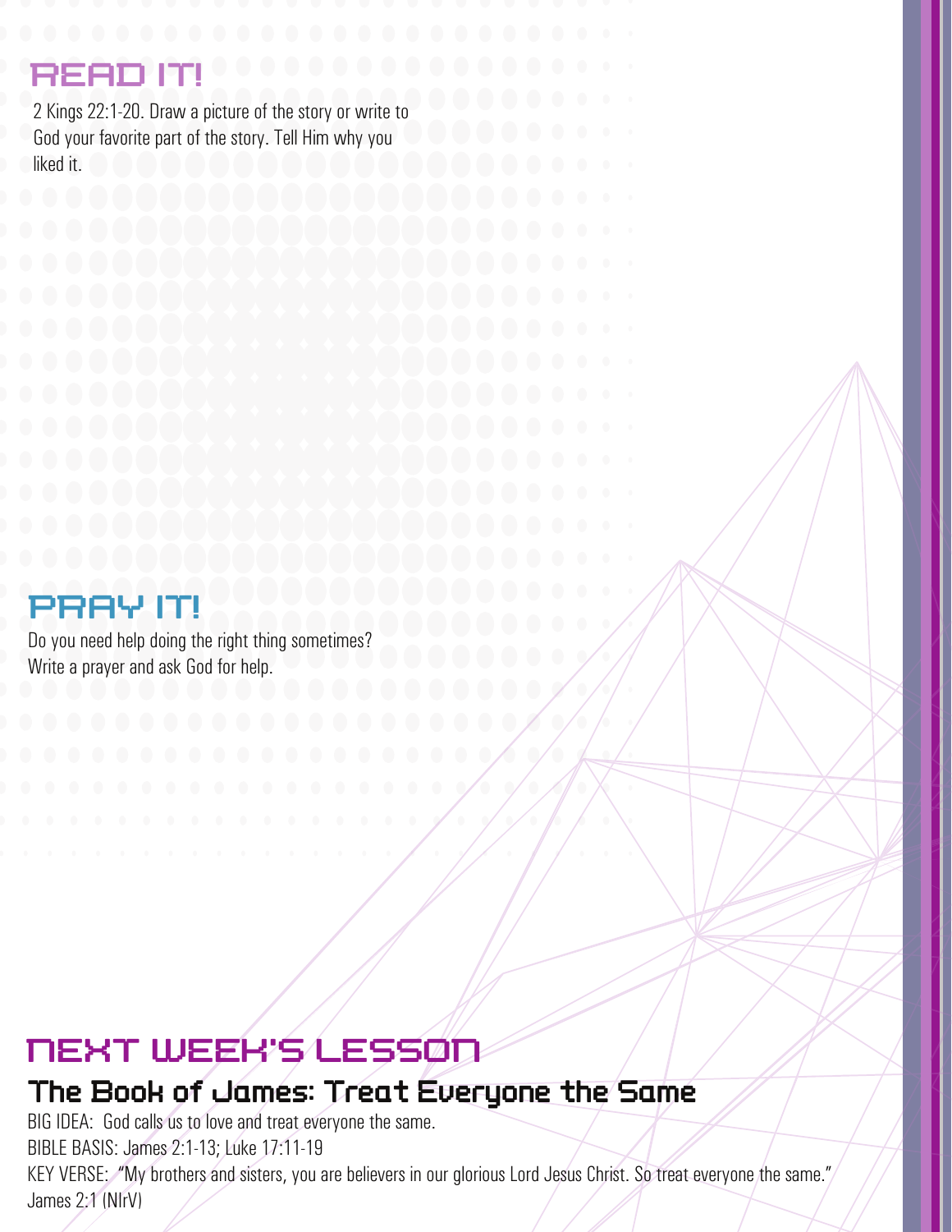## READ IT!

2 Kings 22:1-20. Draw a picture of the story or write to God your favorite part of the story. Tell Him why you liked it.

## PRAY IT!

Do you need help doing the right thing sometimes? Write a prayer and ask God for help.

# NEXT WEEK'S LESSON

## The Book of James: Treat Everyone the Same

BIG IDEA: God calls us to love and treat everyone the same.

BIBLE BASIS: James 2:1-13; Luke 17:11-19

KEY VERSE: "My brothers and sisters, you are believers in our glorious Lord Jesus Christ. So treat everyone the same." James 2:1 (NIrV)